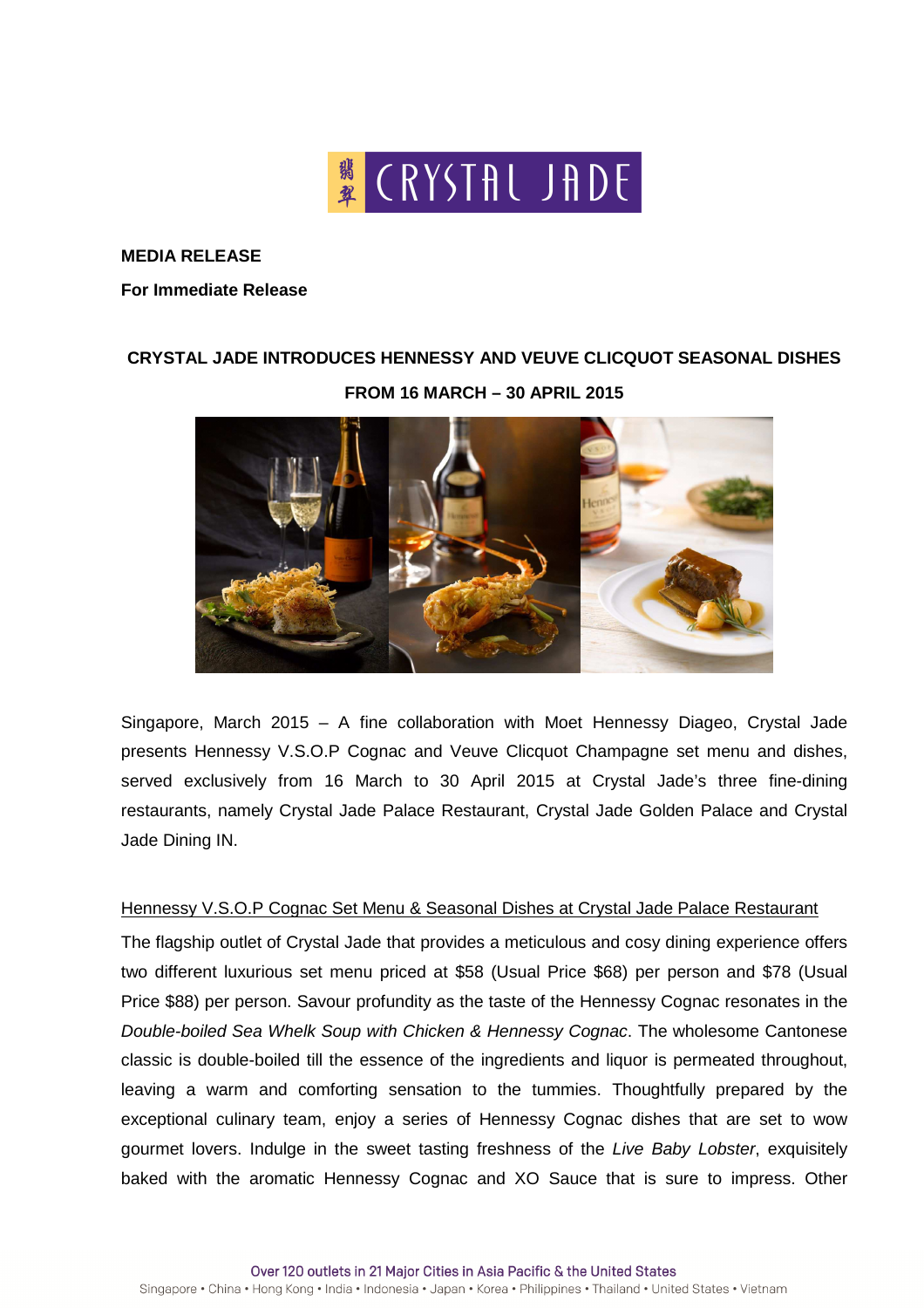**MEDIA RELEASE**

**For Immediate Release**

**CRYSTAL JADE INTRODUCES HENNESSY AND VEUVE CLICQUOT SEASONAL DISHES FROM 16 MARCH – 30 APRIL 2015**

Singapore, March 2015 – A fine collaboration with Moet Hennessy Diageo, Crystal Jade presents Hennessy V.S.O.P Cognac and Veuve Clicquot Champagne set menu and dishes, served exclusively from 16 March to 30 April 2015 at Crystal Jade's three fine-dining restaurants, namely Crystal Jade Palace Restaurant, Crystal Jade Golden Palace and Crystal Jade Dining IN.

<u>Hennessy V.S.O.P Cognac Set Menu & Seasonal Dishes at Crystal Jade Palace Restaurant</u>

The flagship outlet of Crystal Jade that provides a meticulous and cosy dining experience offers two different luxurious set menu priced at $58 (Usual Price $68) per person and $78 (Usual Price $88) per person. Savour profundity as the taste of the Hennessy Cognac resonates in the *Double-boiled Sea Whelk Soup with Chicken & Hennessy Cognac*. The wholesome Cantonese classic is double-boiled till the essence of the ingredients and liquor is permeated throughout, leaving a warm and comforting sensation to the tummies. Thoughtfully prepared by the exceptional culinary team, enjoy a series of Hennessy Cognac dishes that are set to wow gourmet lovers. Indulge in the sweet tasting freshness of the *Live Baby Lobster*, exquisitely baked with the aromatic Hennessy Cognac and XO Sauce that is sure to impress. Other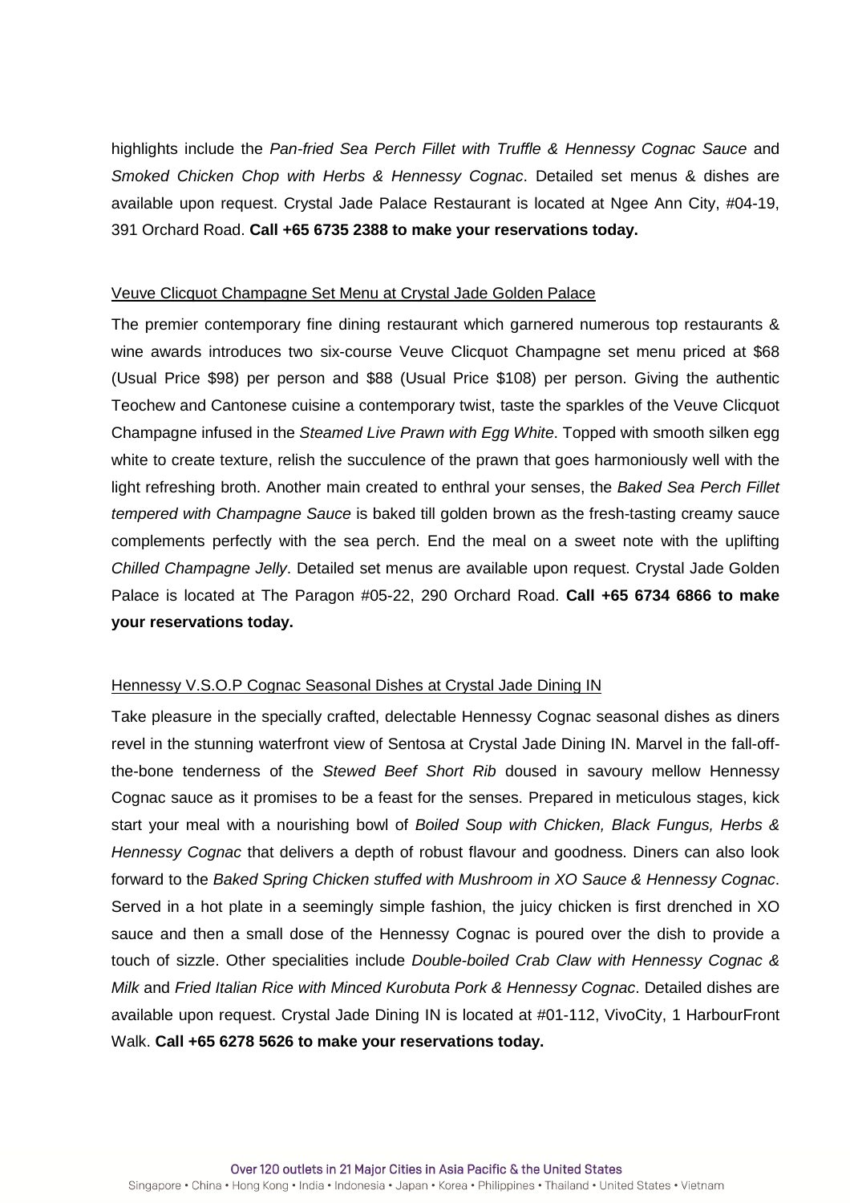highlights include the *Pan-fried Sea Perch Fillet with Truffle & Hennessy Cognac Sauce* and *Smoked Chicken Chop with Herbs & Hennessy Cognac*. Detailed set menus & dishes are available upon request. Crystal Jade Palace Restaurant is located at Ngee Ann City, #04-19, 391 Orchard Road. **Call +65 6735 2388 to make your reservations today.**

<u>Veuve Clicquot Champagne Set Menu at Crystal Jade Golden Palace</u>

The premier contemporary fine dining restaurant which garnered numerous top restaurants & wine awards introduces two six-course Veuve Clicquot Champagne set menu priced at $68 (Usual Price $98) per person and $88 (Usual Price $108) per person. Giving the authentic Teochew and Cantonese cuisine a contemporary twist, taste the sparkles of the Veuve Clicquot Champagne infused in the *Steamed Live Prawn with Egg White*. Topped with smooth silken egg white to create texture, relish the succulence of the prawn that goes harmoniously well with the light refreshing broth. Another main created to enthral your senses, the *Baked Sea Perch Fillet tempered with Champagne Sauce* is baked till golden brown as the fresh-tasting creamy sauce complements perfectly with the sea perch. End the meal on a sweet note with the uplifting *Chilled Champagne Jelly*. Detailed set menus are available upon request. Crystal Jade Golden Palace is located at The Paragon #05-22, 290 Orchard Road. **Call +65 6734 6866 to make your reservations today.**

<u>Hennessy V.S.O.P Cognac Seasonal Dishes at Crystal Jade Dining IN</u>

Take pleasure in the specially crafted, delectable Hennessy Cognac seasonal dishes as diners revel in the stunning waterfront view of Sentosa at Crystal Jade Dining IN. Marvel in the fall-off-the-bone tenderness of the *Stewed Beef Short Rib* doused in savoury mellow Hennessy Cognac sauce as it promises to be a feast for the senses. Prepared in meticulous stages, kick start your meal with a nourishing bowl of *Boiled Soup with Chicken, Black Fungus, Herbs & Hennessy Cognac* that delivers a depth of robust flavour and goodness. Diners can also look forward to the *Baked Spring Chicken stuffed with Mushroom in XO Sauce & Hennessy Cognac*. Served in a hot plate in a seemingly simple fashion, the juicy chicken is first drenched in XO sauce and then a small dose of the Hennessy Cognac is poured over the dish to provide a touch of sizzle. Other specialities include *Double-boiled Crab Claw with Hennessy Cognac & Milk* and *Fried Italian Rice with Minced Kurobuta Pork & Hennessy Cognac*. Detailed dishes are available upon request. Crystal Jade Dining IN is located at #01-112, VivoCity, 1 HarbourFront Walk. **Call +65 6278 5626 to make your reservations today.**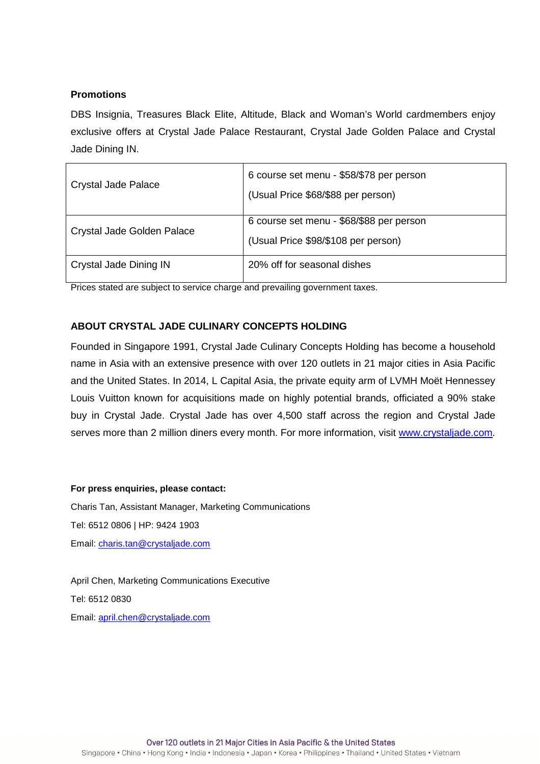**Promotions**

DBS Insignia, Treasures Black Elite, Altitude, Black and Woman's World cardmembers enjoy exclusive offers at Crystal Jade Palace Restaurant, Crystal Jade Golden Palace and Crystal Jade Dining IN.

| | |
|---|---|
| Crystal Jade Palace | 6 course set menu - $58/$78 per person<br>(Usual Price $68/$88 per person) |
| Crystal Jade Golden Palace | 6 course set menu - $68/$88 per person<br>(Usual Price $98/$108 per person) |
| Crystal Jade Dining IN | 20% off for seasonal dishes |

Prices stated are subject to service charge and prevailing government taxes.

**ABOUT CRYSTAL JADE CULINARY CONCEPTS HOLDING**

Founded in Singapore 1991, Crystal Jade Culinary Concepts Holding has become a household name in Asia with an extensive presence with over 120 outlets in 21 major cities in Asia Pacific and the United States. In 2014, L Capital Asia, the private equity arm of LVMH Moët Hennessey Louis Vuitton known for acquisitions made on highly potential brands, officiated a 90% stake buy in Crystal Jade. Crystal Jade has over 4,500 staff across the region and Crystal Jade serves more than 2 million diners every month. For more information, visit www.crystaljade.com.

**For press enquiries, please contact:**

Charis Tan, Assistant Manager, Marketing Communications

Tel: 6512 0806 | HP: 9424 1903

Email: charis.tan@crystaljade.com

April Chen, Marketing Communications Executive

Tel: 6512 0830

Email: april.chen@crystaljade.com

Over 120 outlets in 21 Major Cities in Asia Pacific & the United States

Singapore • China • Hong Kong • India • Indonesia • Japan • Korea • Philippines • Thailand • United States • Vietnam